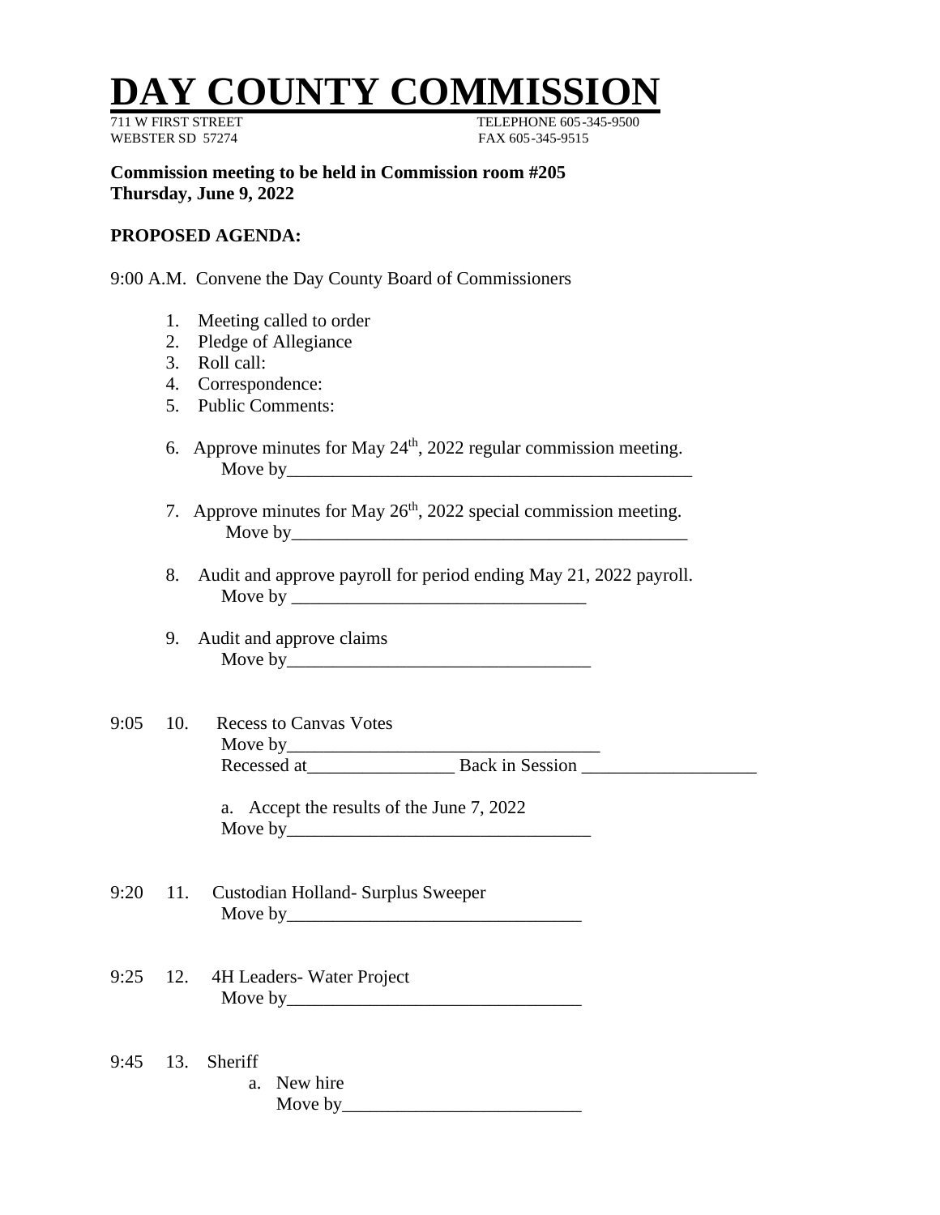# DAY COUNTY COMMISSION

711 W FIRST STREET　　　　　　　　　　　　TELEPHONE 605-345-9500
WEBSTER SD 57274　　　　　　　　　　　　　FAX 605-345-9515

**Commission meeting to be held in Commission room #205**
**Thursday, June 9, 2022**

**PROPOSED AGENDA:**

9:00 A.M. Convene the Day County Board of Commissioners

1. Meeting called to order
2. Pledge of Allegiance
3. Roll call:
4. Correspondence:
5. Public Comments:
6. Approve minutes for May 24th, 2022 regular commission meeting.
   Move by_____________________________________________
7. Approve minutes for May 26th, 2022 special commission meeting.
   Move by____________________________________________
8. Audit and approve payroll for period ending May 21, 2022 payroll.
   Move by ________________________________
9. Audit and approve claims
   Move by_________________________________

9:05 10. Recess to Canvas Votes
   Move by__________________________________
   Recessed at________________ Back in Session ___________________

   a. Accept the results of the June 7, 2022
   Move by_________________________________

9:20 11. Custodian Holland- Surplus Sweeper
   Move by________________________________

9:25 12. 4H Leaders- Water Project
   Move by________________________________

9:45 13. Sheriff
   a. New hire
      Move by__________________________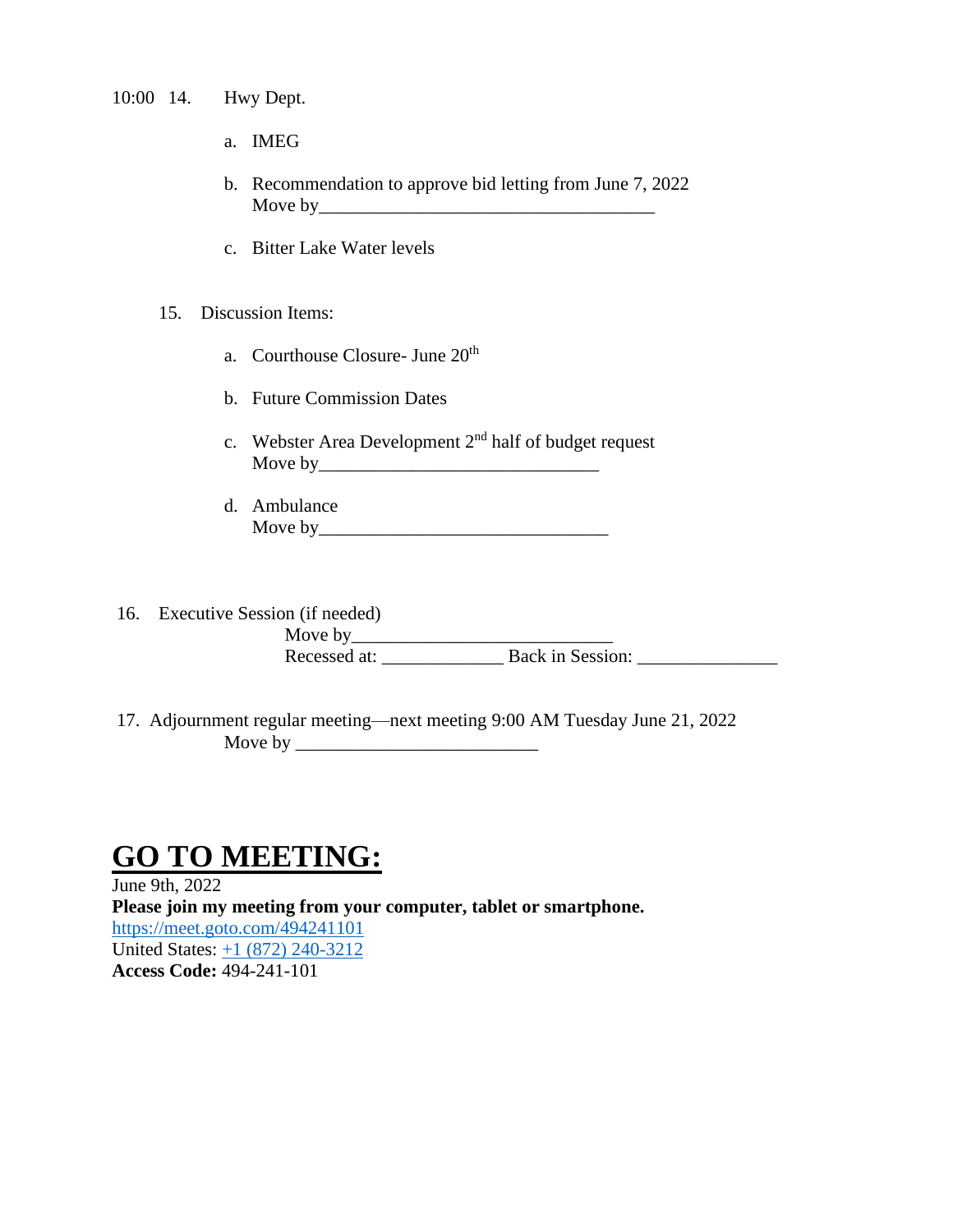10:00 14. Hwy Dept.

a. IMEG

b. Recommendation to approve bid letting from June 7, 2022
Move by_____________________________________

c. Bitter Lake Water levels

15. Discussion Items:

a. Courthouse Closure- June 20th

b. Future Commission Dates

c. Webster Area Development 2nd half of budget request
Move by_______________________________

d. Ambulance
Move by________________________________

16. Executive Session (if needed)
Move by_____________________________
Recessed at: _____________ Back in Session: _______________

17. Adjournment regular meeting—next meeting 9:00 AM Tuesday June 21, 2022
Move by ___________________________

# GO TO MEETING:

June 9th, 2022
**Please join my meeting from your computer, tablet or smartphone.**
https://meet.goto.com/494241101
United States: +1 (872) 240-3212
**Access Code:** 494-241-101